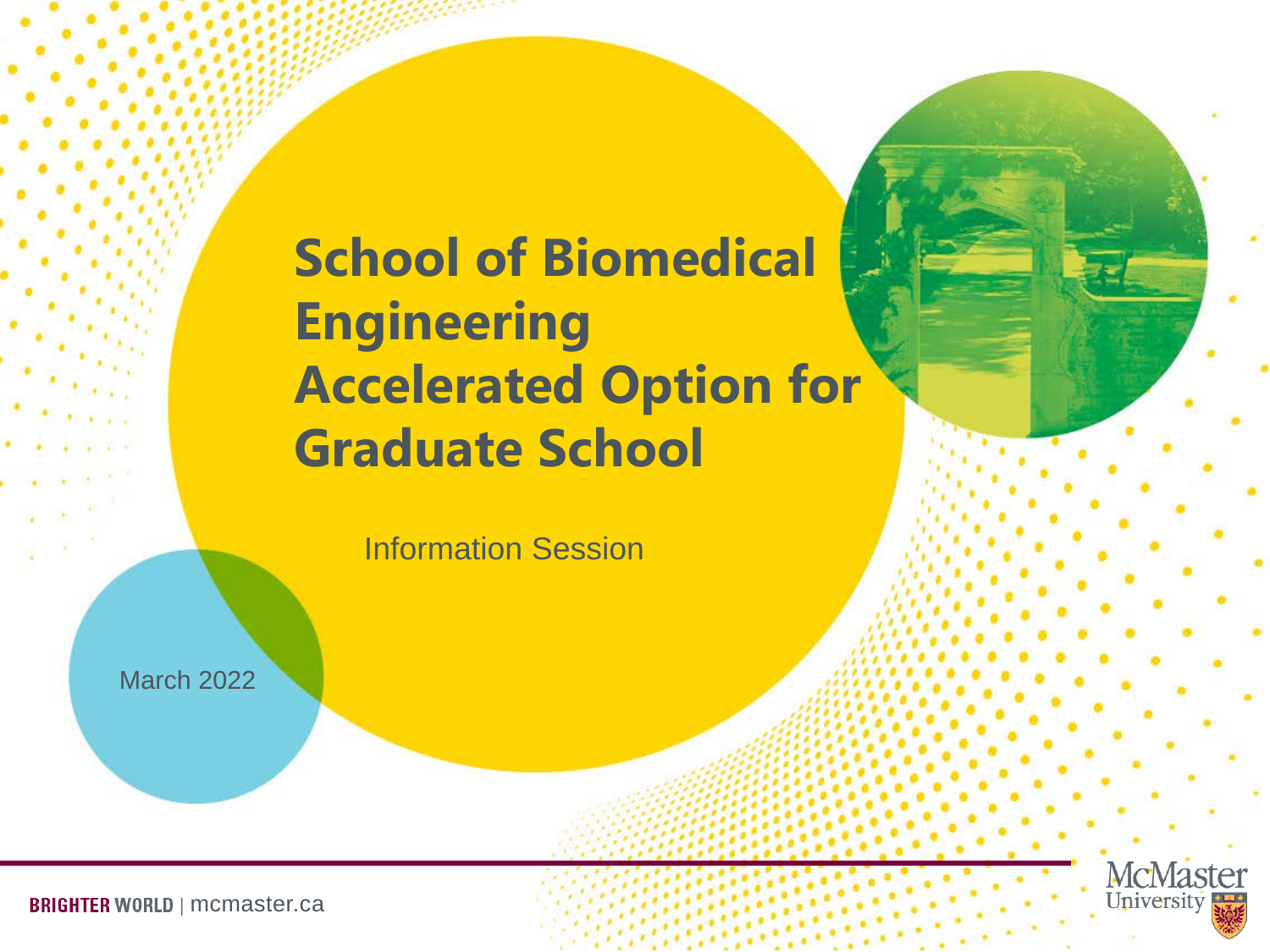# School of Biomedical Engineering Accelerated Option for Graduate School

Information Session

March 2022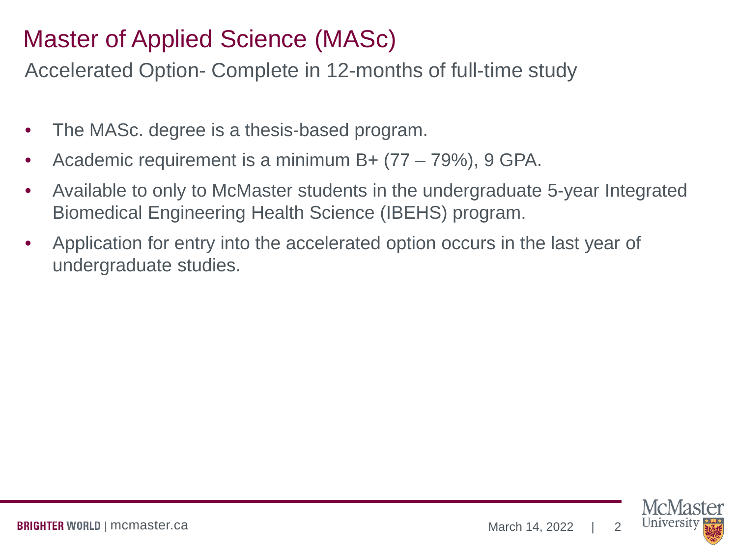# Master of Applied Science (MASc)

Accelerated Option- Complete in 12-months of full-time study

- The MASc. degree is a thesis-based program.
- Academic requirement is a minimum B+ (77 – 79%), 9 GPA.
- Available to only to McMaster students in the undergraduate 5-year Integrated Biomedical Engineering Health Science (IBEHS) program.
- Application for entry into the accelerated option occurs in the last year of undergraduate studies.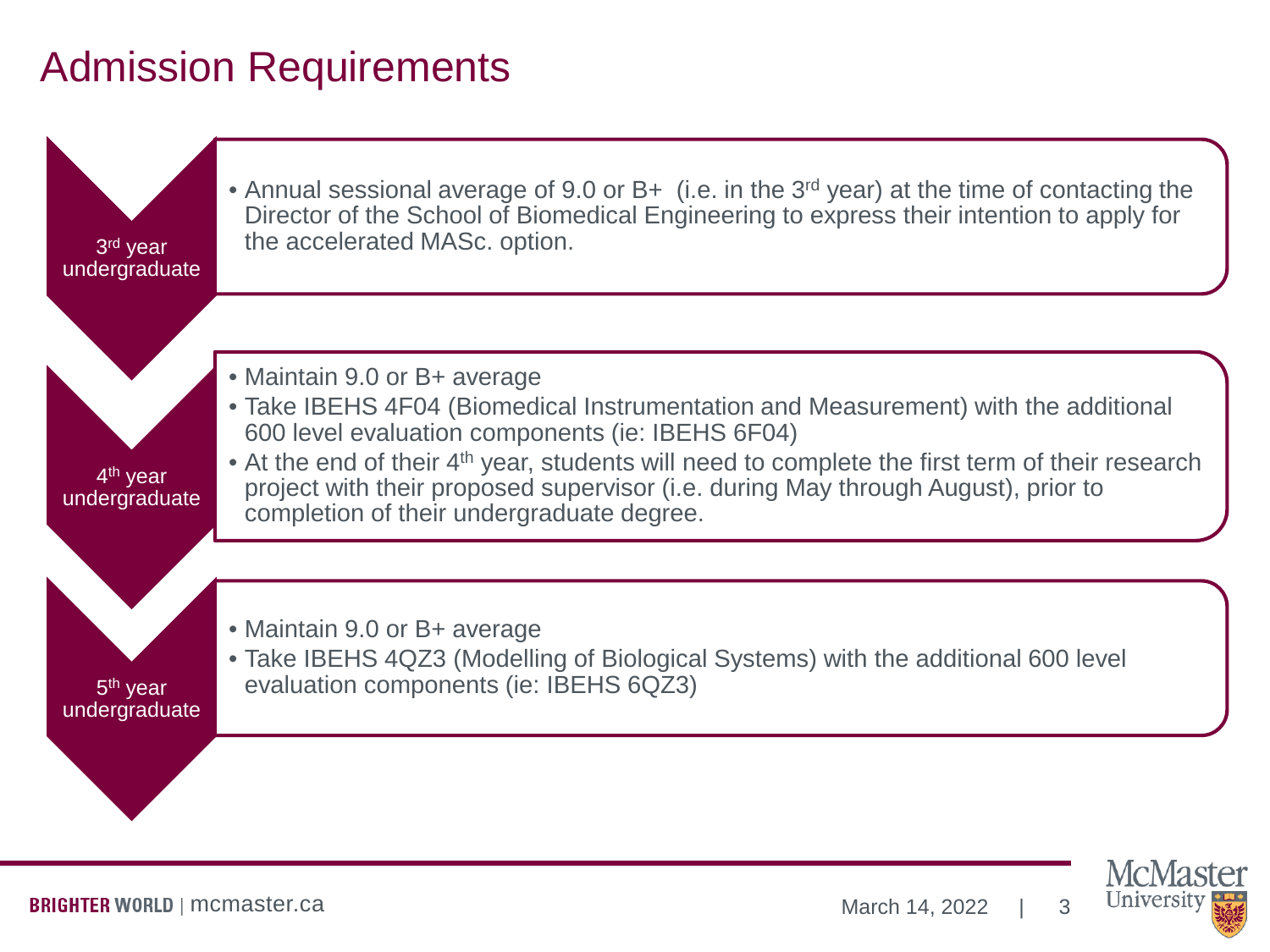# Admission Requirements

**3rd year undergraduate**

- Annual sessional average of 9.0 or B+ (i.e. in the 3rd year) at the time of contacting the Director of the School of Biomedical Engineering to express their intention to apply for the accelerated MASc. option.

**4th year undergraduate**

- Maintain 9.0 or B+ average
- Take IBEHS 4F04 (Biomedical Instrumentation and Measurement) with the additional 600 level evaluation components (ie: IBEHS 6F04)
- At the end of their 4th year, students will need to complete the first term of their research project with their proposed supervisor (i.e. during May through August), prior to completion of their undergraduate degree.

**5th year undergraduate**

- Maintain 9.0 or B+ average
- Take IBEHS 4QZ3 (Modelling of Biological Systems) with the additional 600 level evaluation components (ie: IBEHS 6QZ3)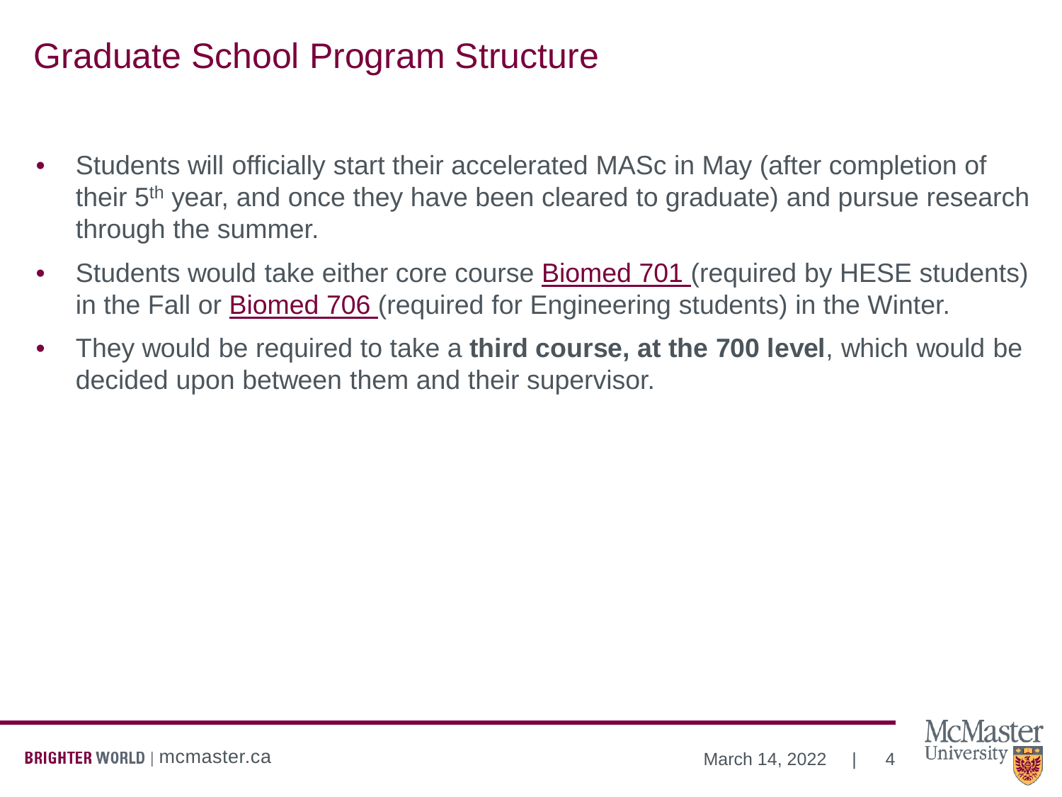# Graduate School Program Structure

- Students will officially start their accelerated MASc in May (after completion of their 5th year, and once they have been cleared to graduate) and pursue research through the summer.
- Students would take either core course Biomed 701 (required by HESE students) in the Fall or Biomed 706 (required for Engineering students) in the Winter.
- They would be required to take a **third course, at the 700 level**, which would be decided upon between them and their supervisor.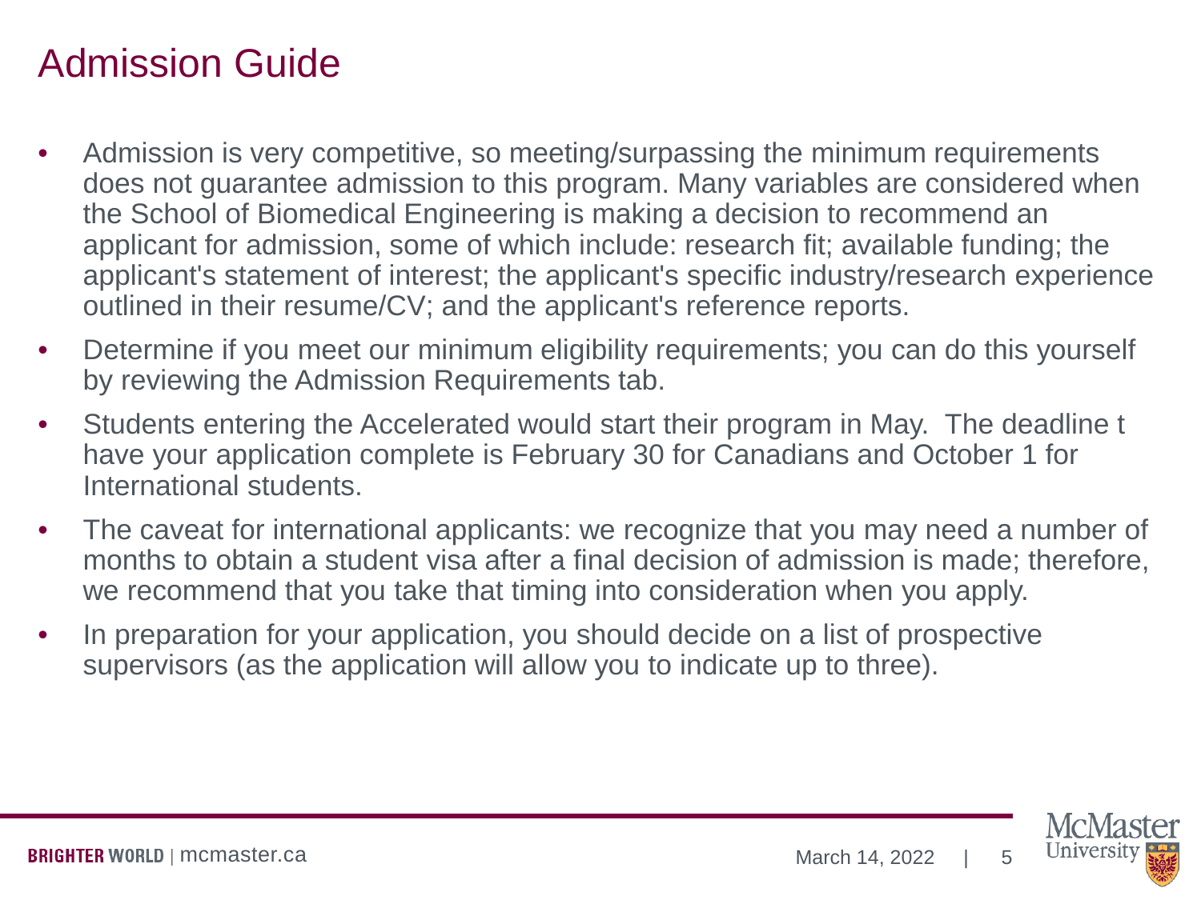# Admission Guide

- Admission is very competitive, so meeting/surpassing the minimum requirements does not guarantee admission to this program. Many variables are considered when the School of Biomedical Engineering is making a decision to recommend an applicant for admission, some of which include: research fit; available funding; the applicant's statement of interest; the applicant's specific industry/research experience outlined in their resume/CV; and the applicant's reference reports.
- Determine if you meet our minimum eligibility requirements; you can do this yourself by reviewing the Admission Requirements tab.
- Students entering the Accelerated would start their program in May. The deadline t have your application complete is February 30 for Canadians and October 1 for International students.
- The caveat for international applicants: we recognize that you may need a number of months to obtain a student visa after a final decision of admission is made; therefore, we recommend that you take that timing into consideration when you apply.
- In preparation for your application, you should decide on a list of prospective supervisors (as the application will allow you to indicate up to three).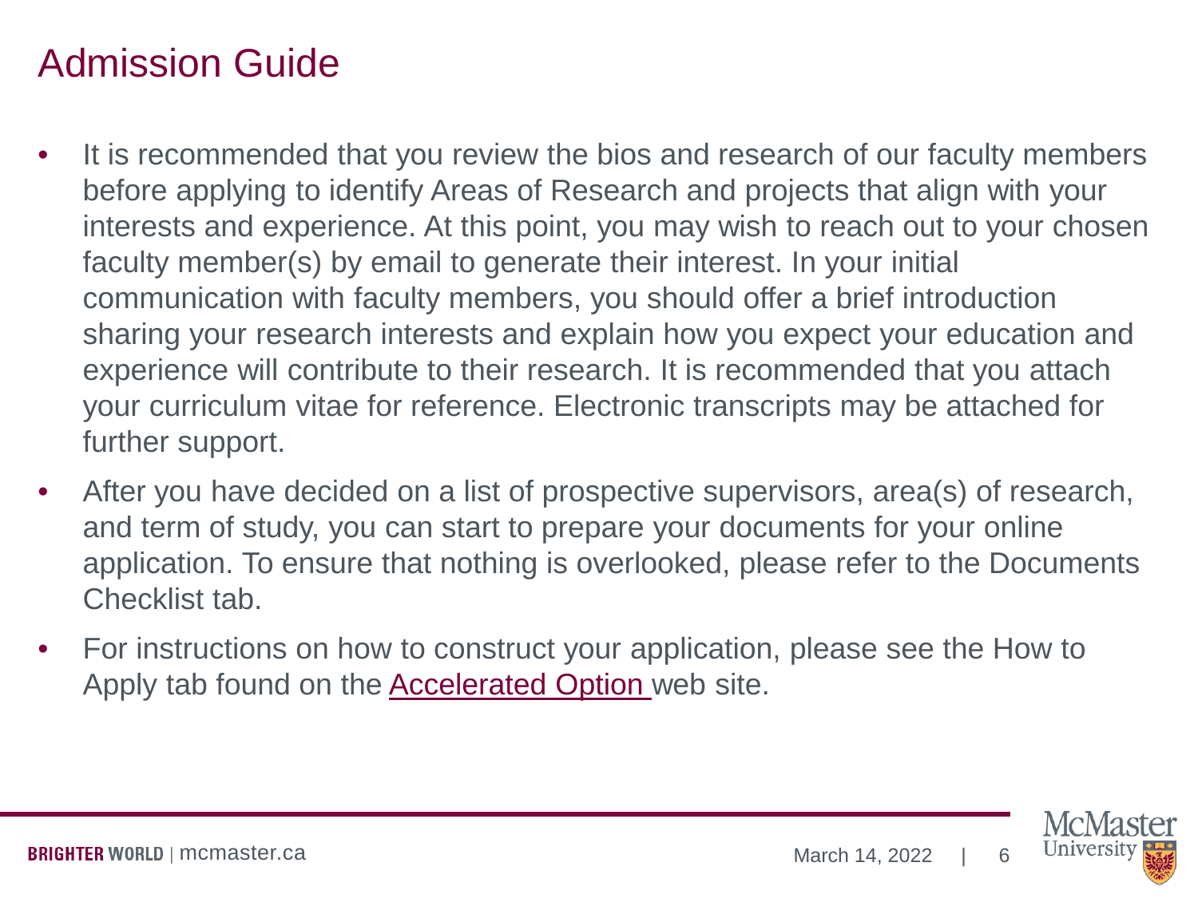# Admission Guide

- It is recommended that you review the bios and research of our faculty members before applying to identify Areas of Research and projects that align with your interests and experience. At this point, you may wish to reach out to your chosen faculty member(s) by email to generate their interest. In your initial communication with faculty members, you should offer a brief introduction sharing your research interests and explain how you expect your education and experience will contribute to their research. It is recommended that you attach your curriculum vitae for reference. Electronic transcripts may be attached for further support.
- After you have decided on a list of prospective supervisors, area(s) of research, and term of study, you can start to prepare your documents for your online application. To ensure that nothing is overlooked, please refer to the Documents Checklist tab.
- For instructions on how to construct your application, please see the How to Apply tab found on the Accelerated Option web site.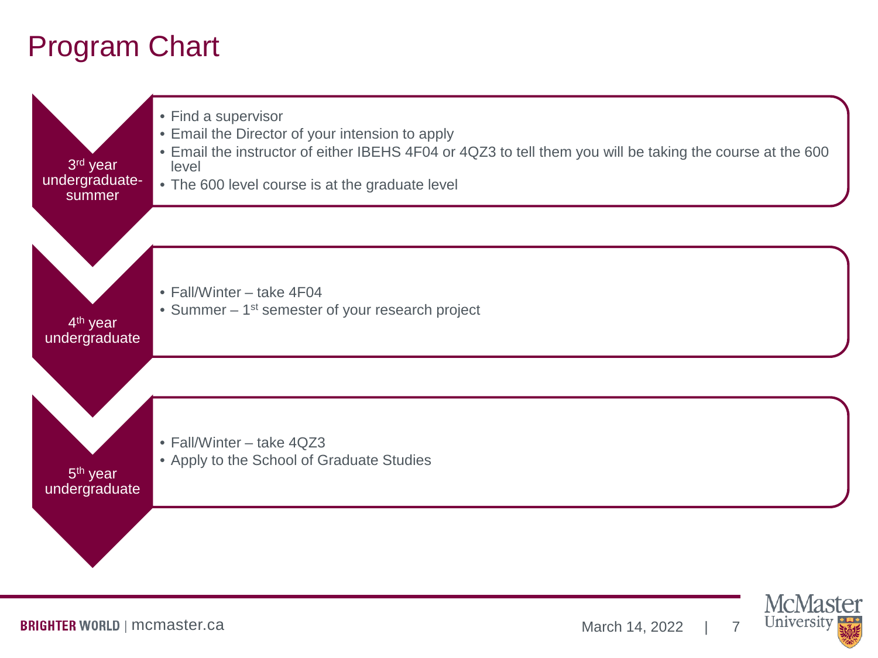# Program Chart

**3rd year undergraduate- summer**

- Find a supervisor
- Email the Director of your intension to apply
- Email the instructor of either IBEHS 4F04 or 4QZ3 to tell them you will be taking the course at the 600 level
- The 600 level course is at the graduate level

**4th year undergraduate**

- Fall/Winter – take 4F04
- Summer – 1st semester of your research project

**5th year undergraduate**

- Fall/Winter – take 4QZ3
- Apply to the School of Graduate Studies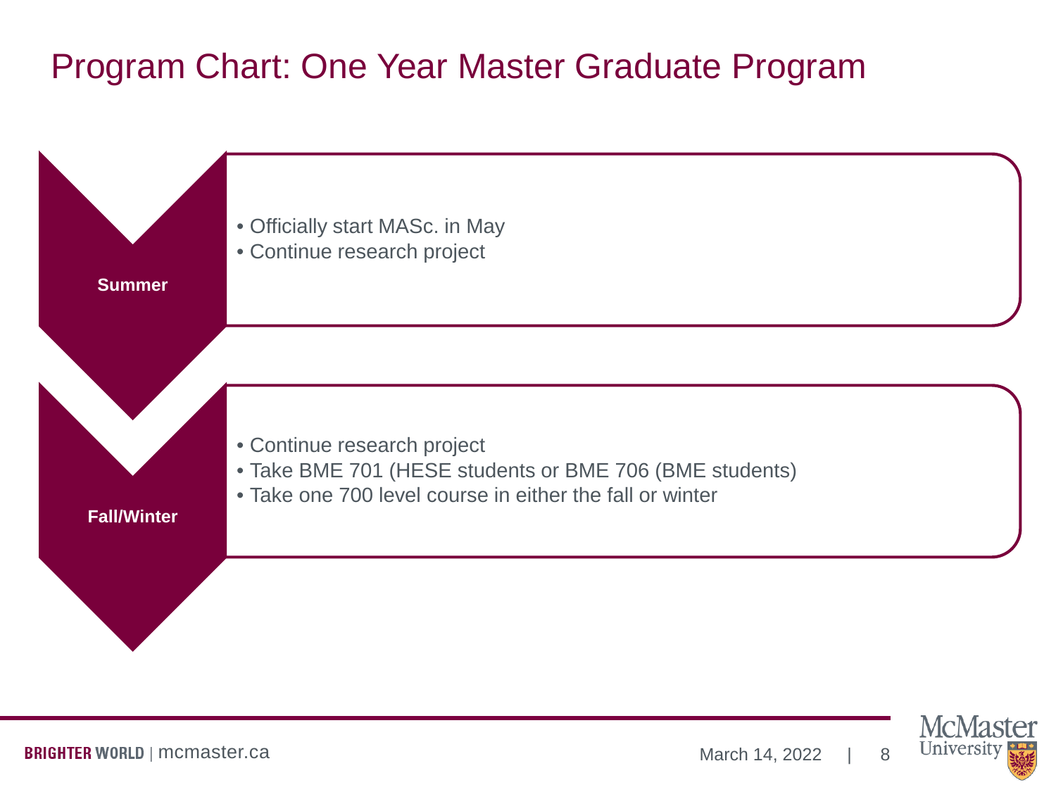# Program Chart: One Year Master Graduate Program

**Summer**

- Officially start MASc. in May
- Continue research project

**Fall/Winter**

- Continue research project
- Take BME 701 (HESE students or BME 706 (BME students)
- Take one 700 level course in either the fall or winter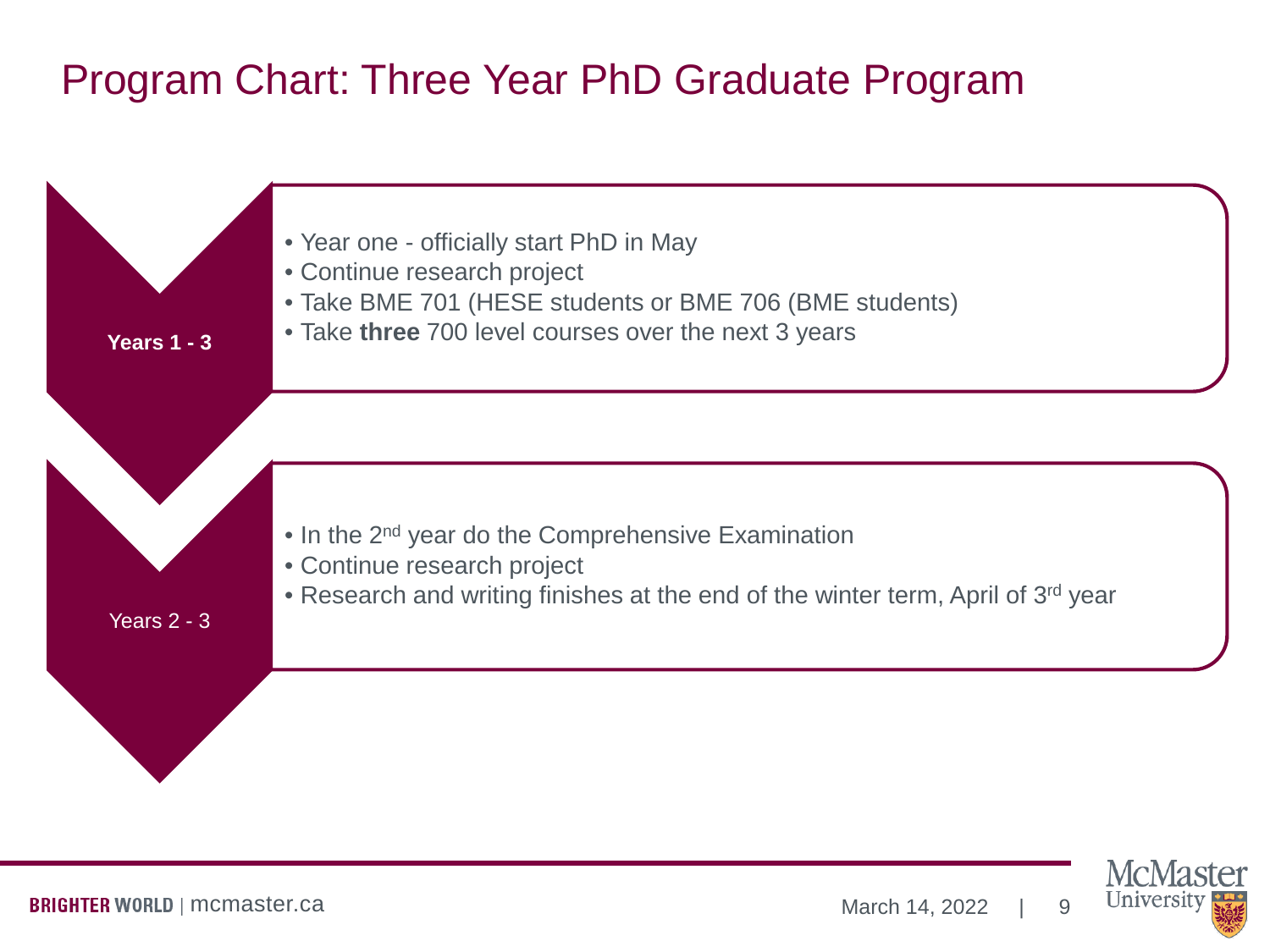# Program Chart: Three Year PhD Graduate Program

**Years 1 - 3**

- Year one - officially start PhD in May
- Continue research project
- Take BME 701 (HESE students or BME 706 (BME students)
- Take **three** 700 level courses over the next 3 years

Years 2 - 3

- In the 2nd year do the Comprehensive Examination
- Continue research project
- Research and writing finishes at the end of the winter term, April of 3rd year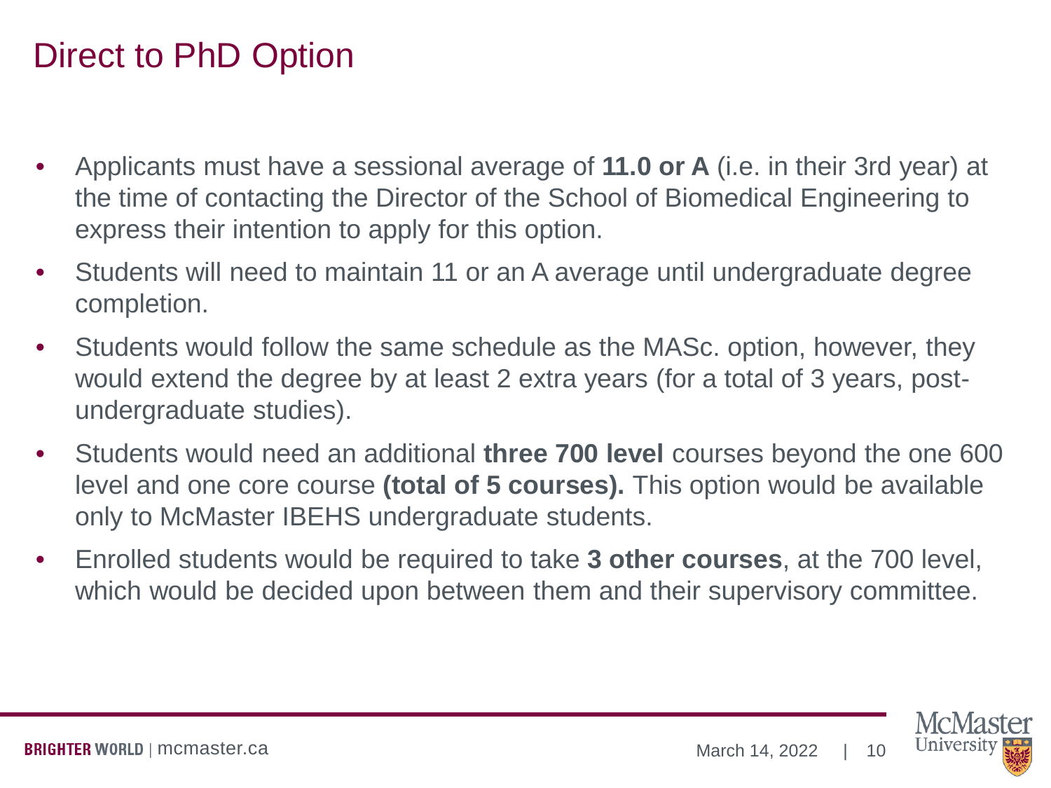# Direct to PhD Option

- Applicants must have a sessional average of **11.0 or A** (i.e. in their 3rd year) at the time of contacting the Director of the School of Biomedical Engineering to express their intention to apply for this option.
- Students will need to maintain 11 or an A average until undergraduate degree completion.
- Students would follow the same schedule as the MASc. option, however, they would extend the degree by at least 2 extra years (for a total of 3 years, post-undergraduate studies).
- Students would need an additional **three 700 level** courses beyond the one 600 level and one core course **(total of 5 courses).** This option would be available only to McMaster IBEHS undergraduate students.
- Enrolled students would be required to take **3 other courses**, at the 700 level, which would be decided upon between them and their supervisory committee.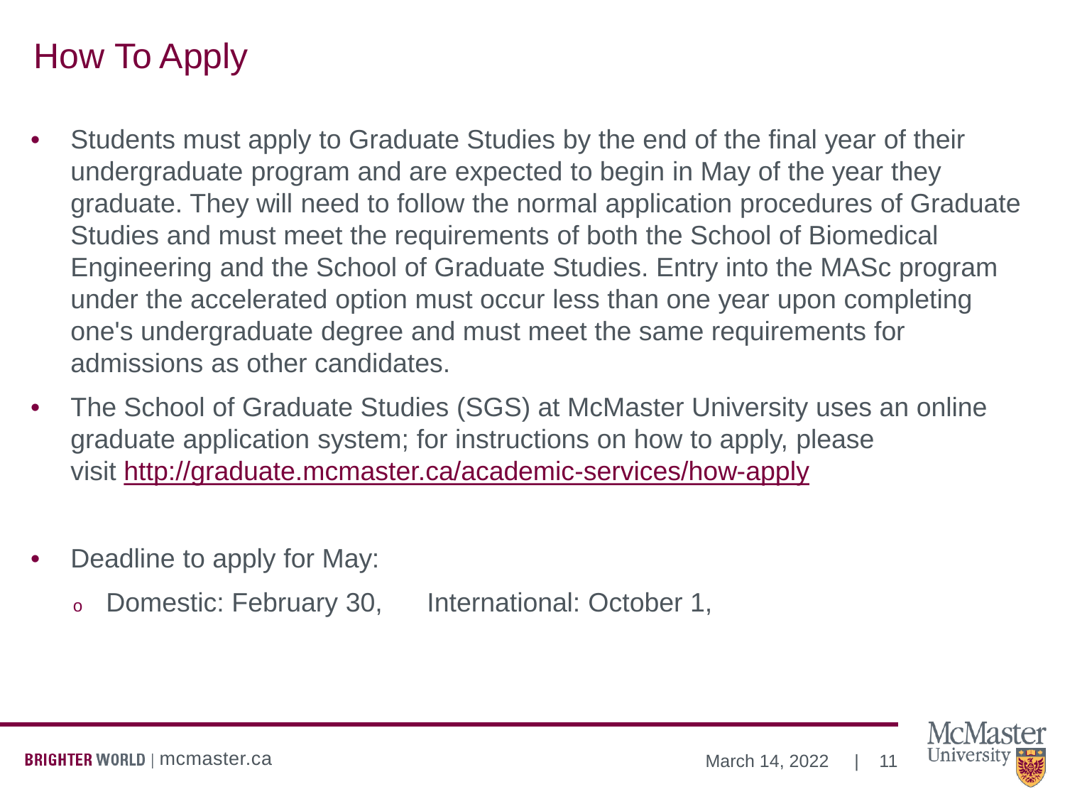# How To Apply

- Students must apply to Graduate Studies by the end of the final year of their undergraduate program and are expected to begin in May of the year they graduate. They will need to follow the normal application procedures of Graduate Studies and must meet the requirements of both the School of Biomedical Engineering and the School of Graduate Studies. Entry into the MASc program under the accelerated option must occur less than one year upon completing one's undergraduate degree and must meet the same requirements for admissions as other candidates.
- The School of Graduate Studies (SGS) at McMaster University uses an online graduate application system; for instructions on how to apply, please visit [http://graduate.mcmaster.ca/academic-services/how-apply](http://graduate.mcmaster.ca/academic-services/how-apply)
- Deadline to apply for May:
  - Domestic: February 30,     International: October 1,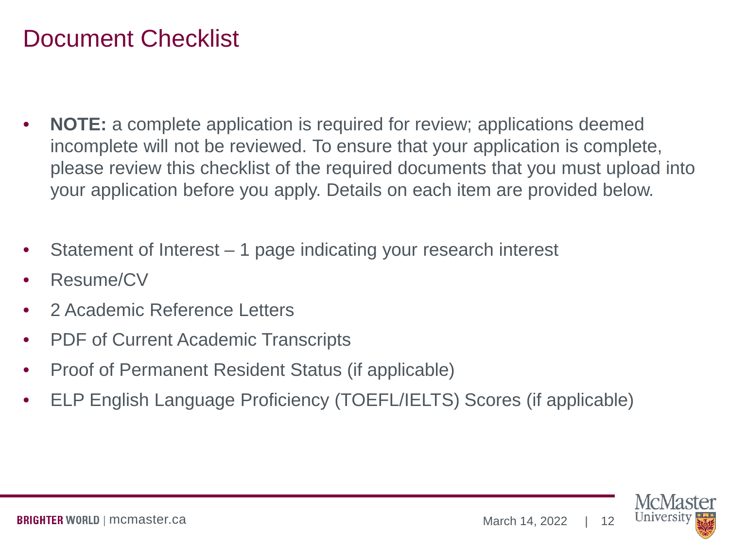# Document Checklist

- **NOTE:** a complete application is required for review; applications deemed incomplete will not be reviewed. To ensure that your application is complete, please review this checklist of the required documents that you must upload into your application before you apply. Details on each item are provided below.

- Statement of Interest – 1 page indicating your research interest
- Resume/CV
- 2 Academic Reference Letters
- PDF of Current Academic Transcripts
- Proof of Permanent Resident Status (if applicable)
- ELP English Language Proficiency (TOEFL/IELTS) Scores (if applicable)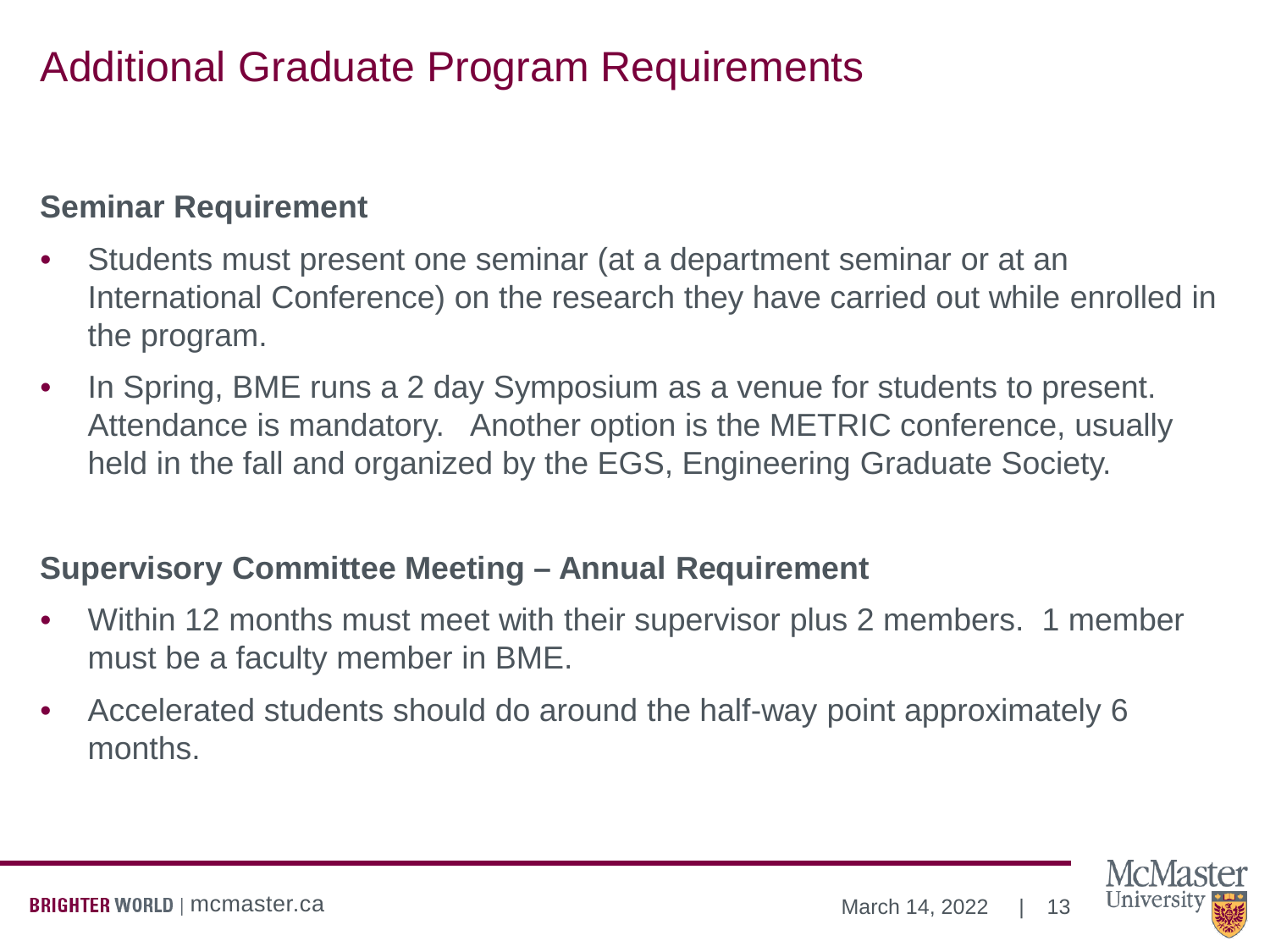# Additional Graduate Program Requirements

**Seminar Requirement**

- Students must present one seminar (at a department seminar or at an International Conference) on the research they have carried out while enrolled in the program.
- In Spring, BME runs a 2 day Symposium as a venue for students to present. Attendance is mandatory. Another option is the METRIC conference, usually held in the fall and organized by the EGS, Engineering Graduate Society.

**Supervisory Committee Meeting – Annual Requirement**

- Within 12 months must meet with their supervisor plus 2 members. 1 member must be a faculty member in BME.
- Accelerated students should do around the half-way point approximately 6 months.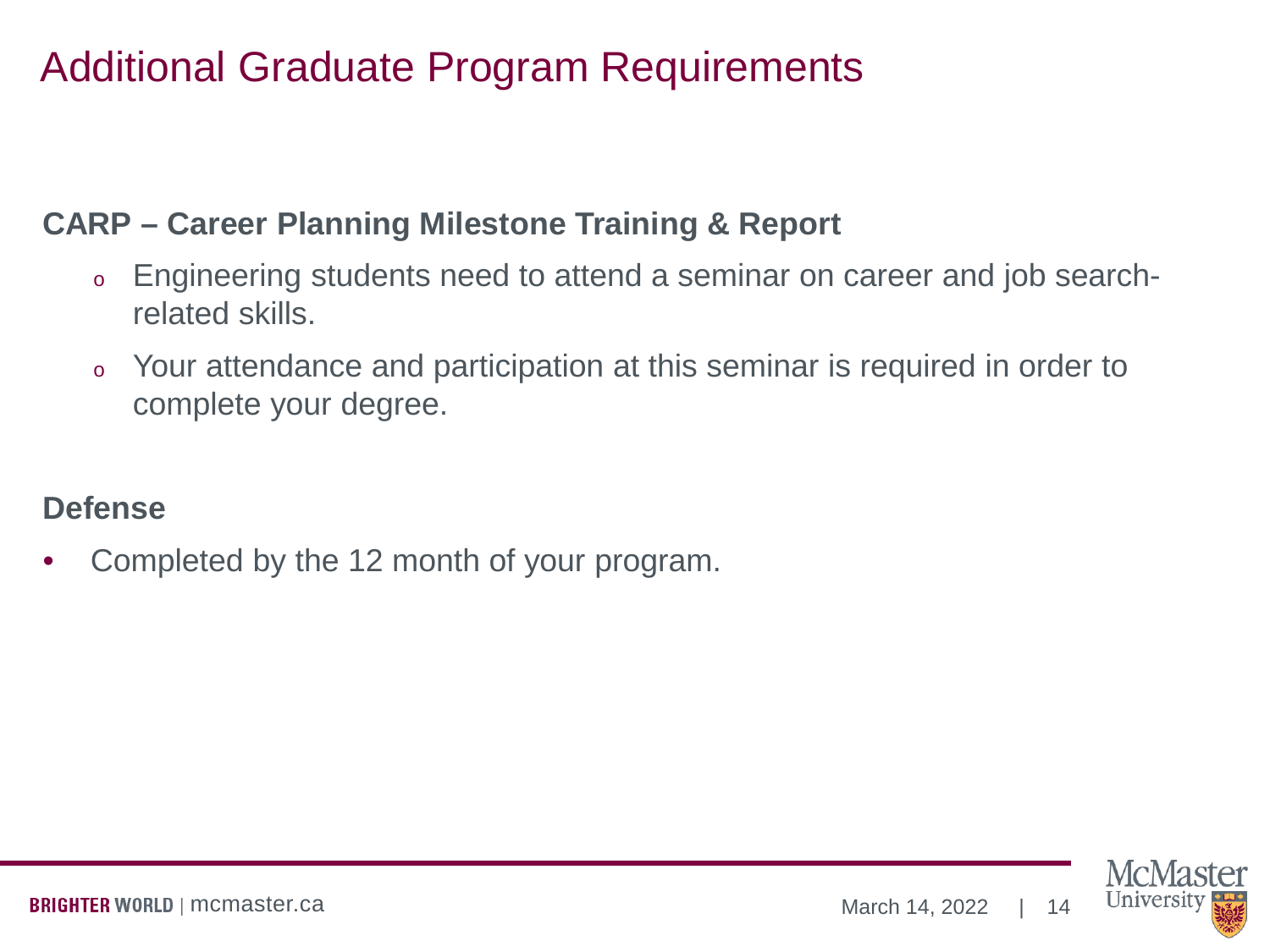# Additional Graduate Program Requirements

**CARP – Career Planning Milestone Training & Report**

- Engineering students need to attend a seminar on career and job search-related skills.
- Your attendance and participation at this seminar is required in order to complete your degree.

**Defense**

- Completed by the 12 month of your program.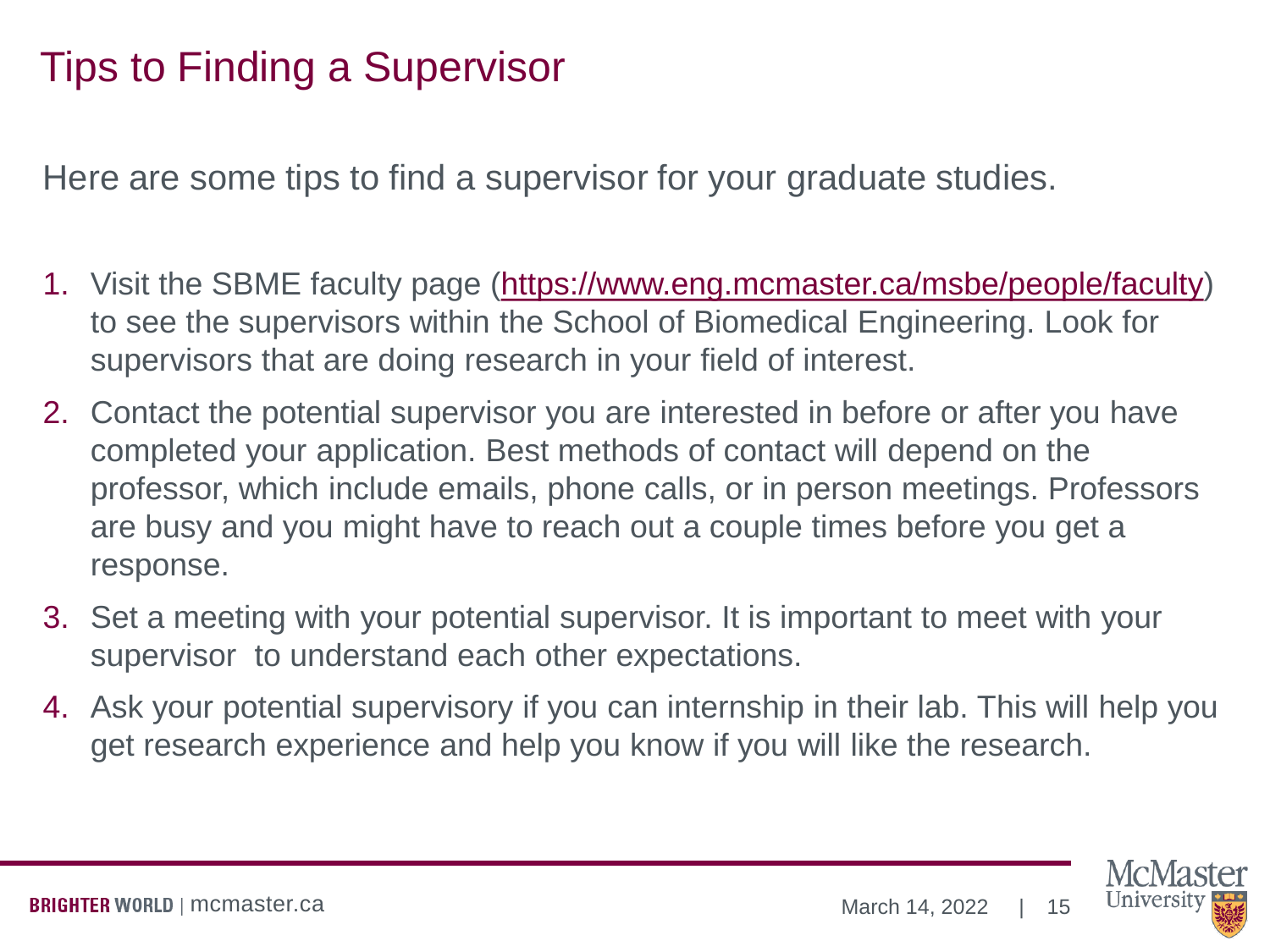# Tips to Finding a Supervisor

Here are some tips to find a supervisor for your graduate studies.

1. Visit the SBME faculty page (https://www.eng.mcmaster.ca/msbe/people/faculty) to see the supervisors within the School of Biomedical Engineering. Look for supervisors that are doing research in your field of interest.
2. Contact the potential supervisor you are interested in before or after you have completed your application. Best methods of contact will depend on the professor, which include emails, phone calls, or in person meetings. Professors are busy and you might have to reach out a couple times before you get a response.
3. Set a meeting with your potential supervisor. It is important to meet with your supervisor to understand each other expectations.
4. Ask your potential supervisory if you can internship in their lab. This will help you get research experience and help you know if you will like the research.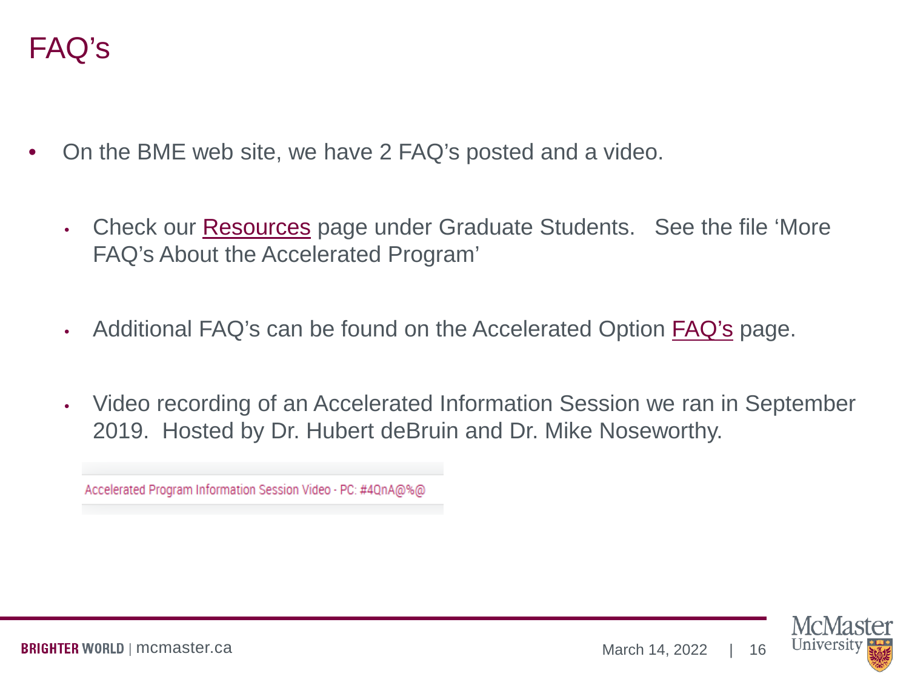# FAQ’s

- On the BME web site, we have 2 FAQ’s posted and a video.
  - Check our Resources page under Graduate Students. See the file ‘More FAQ’s About the Accelerated Program’
  - Additional FAQ’s can be found on the Accelerated Option FAQ’s page.
  - Video recording of an Accelerated Information Session we ran in September 2019. Hosted by Dr. Hubert deBruin and Dr. Mike Noseworthy.

Accelerated Program Information Session Video - PC: #4QnA@%@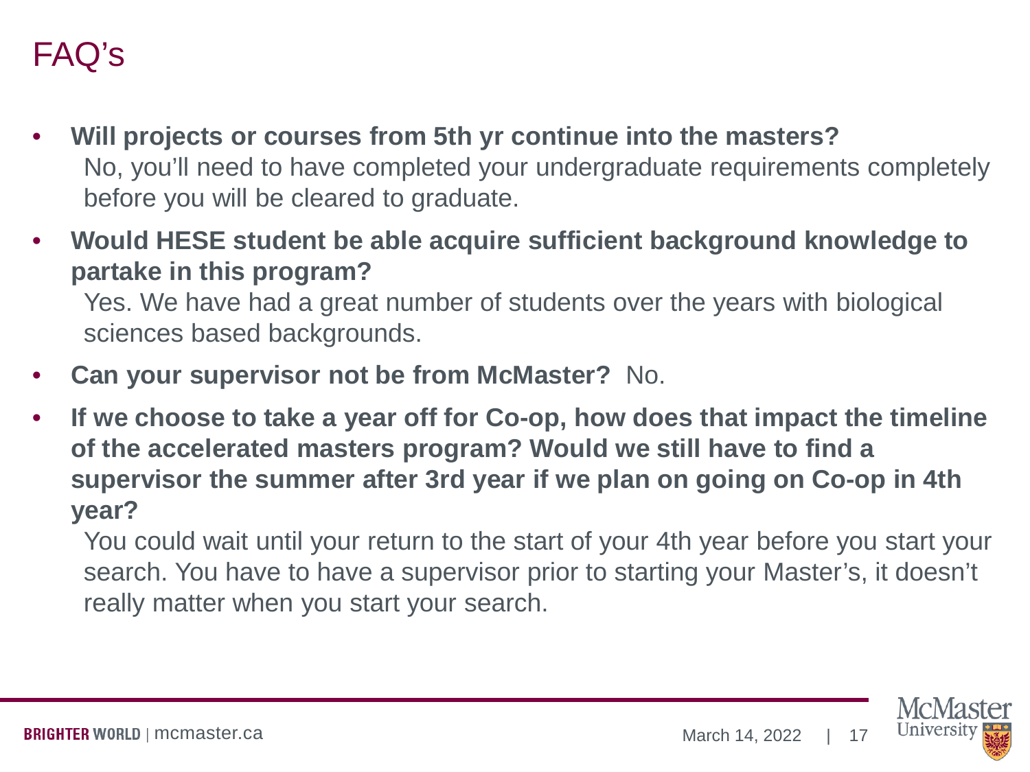# FAQ's

- **Will projects or courses from 5th yr continue into the masters?**
  No, you'll need to have completed your undergraduate requirements completely before you will be cleared to graduate.
- **Would HESE student be able acquire sufficient background knowledge to partake in this program?**
  Yes. We have had a great number of students over the years with biological sciences based backgrounds.
- **Can your supervisor not be from McMaster?** No.
- **If we choose to take a year off for Co-op, how does that impact the timeline of the accelerated masters program? Would we still have to find a supervisor the summer after 3rd year if we plan on going on Co-op in 4th year?**
  You could wait until your return to the start of your 4th year before you start your search. You have to have a supervisor prior to starting your Master's, it doesn't really matter when you start your search.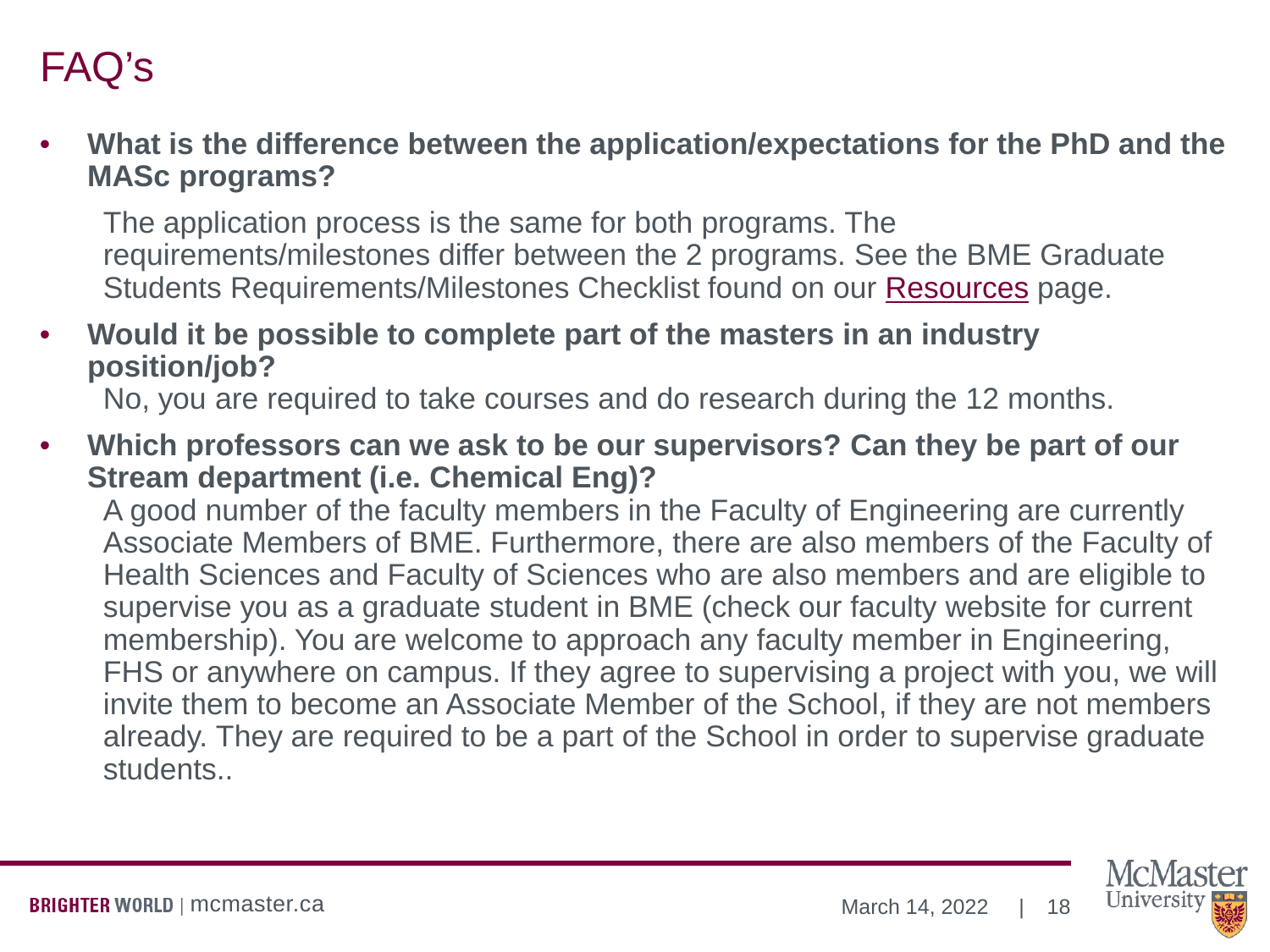# FAQ's

- **What is the difference between the application/expectations for the PhD and the MASc programs?**

  The application process is the same for both programs. The requirements/milestones differ between the 2 programs. See the BME Graduate Students Requirements/Milestones Checklist found on our Resources page.

- **Would it be possible to complete part of the masters in an industry position/job?**

  No, you are required to take courses and do research during the 12 months.

- **Which professors can we ask to be our supervisors? Can they be part of our Stream department (i.e. Chemical Eng)?**

  A good number of the faculty members in the Faculty of Engineering are currently Associate Members of BME. Furthermore, there are also members of the Faculty of Health Sciences and Faculty of Sciences who are also members and are eligible to supervise you as a graduate student in BME (check our faculty website for current membership). You are welcome to approach any faculty member in Engineering, FHS or anywhere on campus. If they agree to supervising a project with you, we will invite them to become an Associate Member of the School, if they are not members already. They are required to be a part of the School in order to supervise graduate students..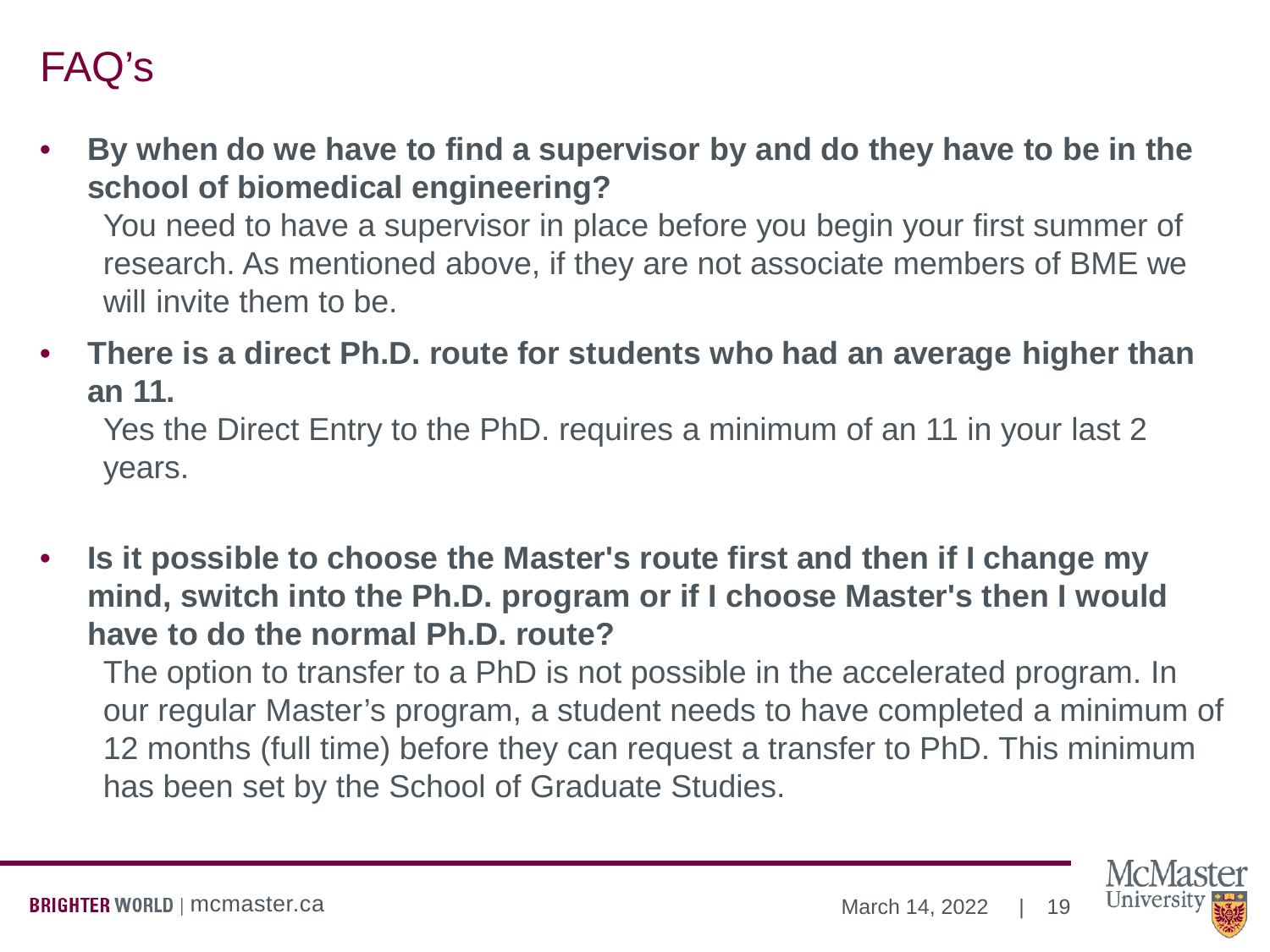# FAQ's

- **By when do we have to find a supervisor by and do they have to be in the school of biomedical engineering?**

  You need to have a supervisor in place before you begin your first summer of research. As mentioned above, if they are not associate members of BME we will invite them to be.

- **There is a direct Ph.D. route for students who had an average higher than an 11.**

  Yes the Direct Entry to the PhD. requires a minimum of an 11 in your last 2 years.

- **Is it possible to choose the Master's route first and then if I change my mind, switch into the Ph.D. program or if I choose Master's then I would have to do the normal Ph.D. route?**

  The option to transfer to a PhD is not possible in the accelerated program. In our regular Master's program, a student needs to have completed a minimum of 12 months (full time) before they can request a transfer to PhD. This minimum has been set by the School of Graduate Studies.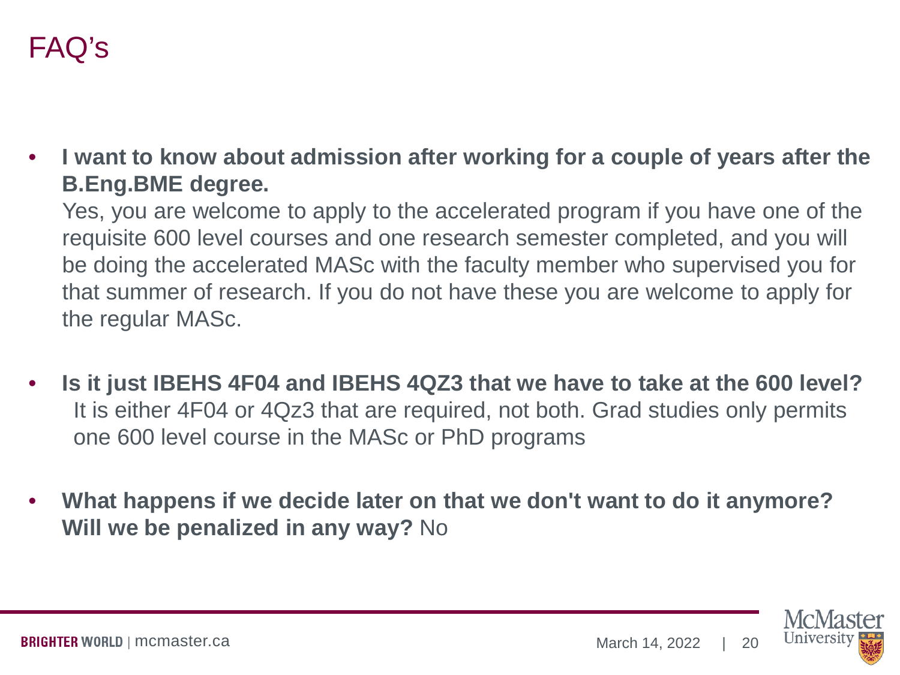# FAQ's

- **I want to know about admission after working for a couple of years after the B.Eng.BME degree.**
  Yes, you are welcome to apply to the accelerated program if you have one of the requisite 600 level courses and one research semester completed, and you will be doing the accelerated MASc with the faculty member who supervised you for that summer of research. If you do not have these you are welcome to apply for the regular MASc.

- **Is it just IBEHS 4F04 and IBEHS 4QZ3 that we have to take at the 600 level?**
  It is either 4F04 or 4Qz3 that are required, not both. Grad studies only permits one 600 level course in the MASc or PhD programs

- **What happens if we decide later on that we don't want to do it anymore? Will we be penalized in any way?** No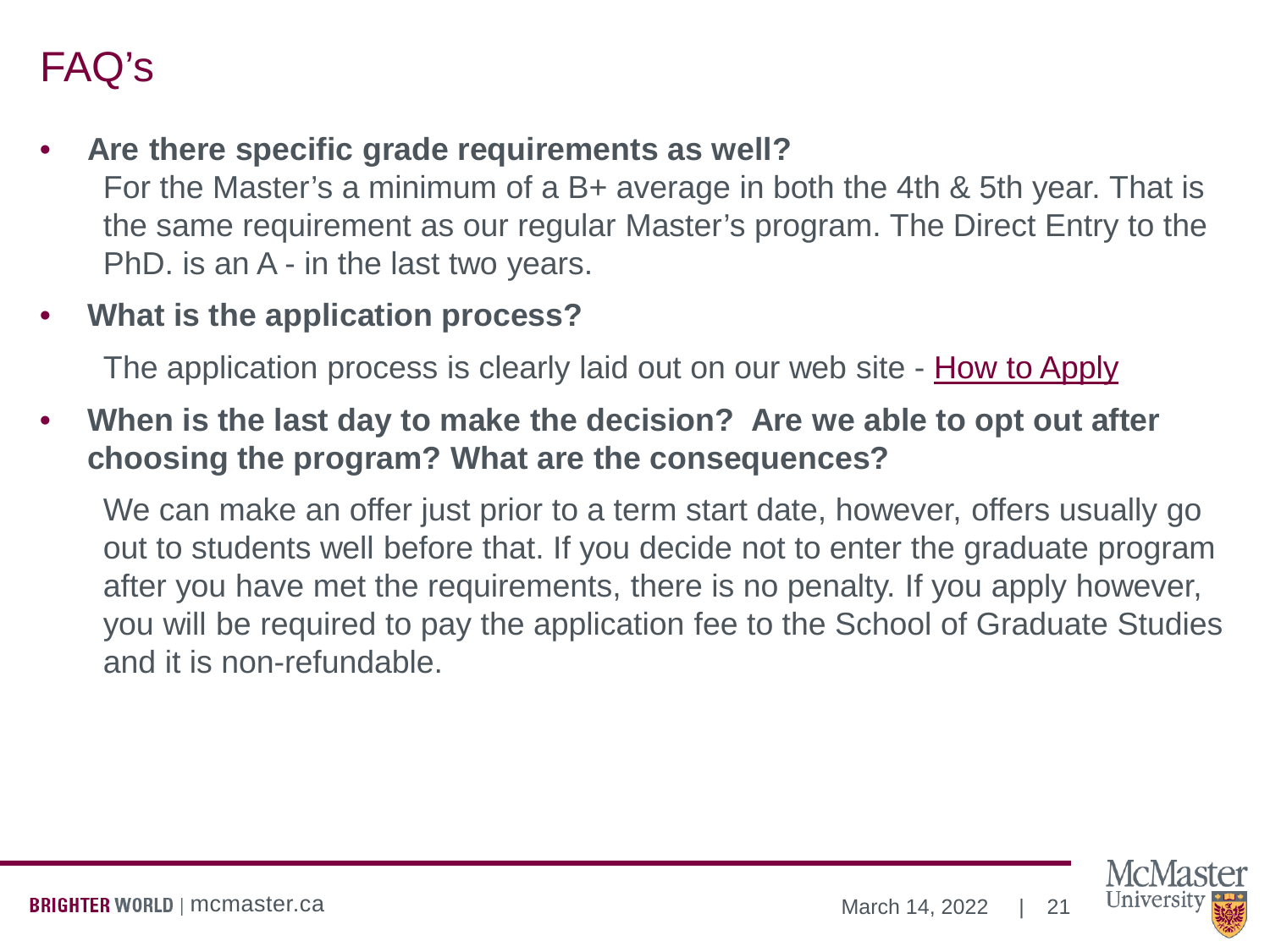# FAQ's

- **Are there specific grade requirements as well?**

  For the Master's a minimum of a B+ average in both the 4th & 5th year. That is the same requirement as our regular Master's program. The Direct Entry to the PhD. is an A - in the last two years.

- **What is the application process?**

  The application process is clearly laid out on our web site - How to Apply

- **When is the last day to make the decision? Are we able to opt out after choosing the program? What are the consequences?**

  We can make an offer just prior to a term start date, however, offers usually go out to students well before that. If you decide not to enter the graduate program after you have met the requirements, there is no penalty. If you apply however, you will be required to pay the application fee to the School of Graduate Studies and it is non-refundable.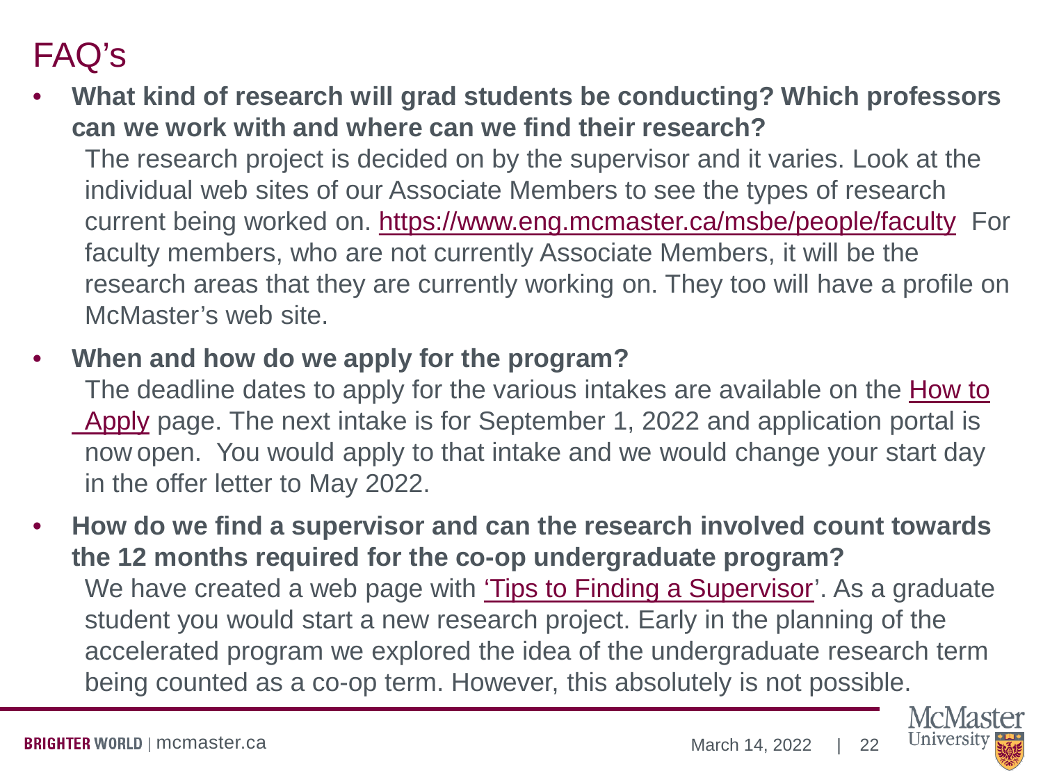# FAQ's

- **What kind of research will grad students be conducting? Which professors can we work with and where can we find their research?**

  The research project is decided on by the supervisor and it varies. Look at the individual web sites of our Associate Members to see the types of research current being worked on. https://www.eng.mcmaster.ca/msbe/people/faculty For faculty members, who are not currently Associate Members, it will be the research areas that they are currently working on. They too will have a profile on McMaster's web site.

- **When and how do we apply for the program?**

  The deadline dates to apply for the various intakes are available on the How to Apply page. The next intake is for September 1, 2022 and application portal is now open. You would apply to that intake and we would change your start day in the offer letter to May 2022.

- **How do we find a supervisor and can the research involved count towards the 12 months required for the co-op undergraduate program?**

  We have created a web page with 'Tips to Finding a Supervisor'. As a graduate student you would start a new research project. Early in the planning of the accelerated program we explored the idea of the undergraduate research term being counted as a co-op term. However, this absolutely is not possible.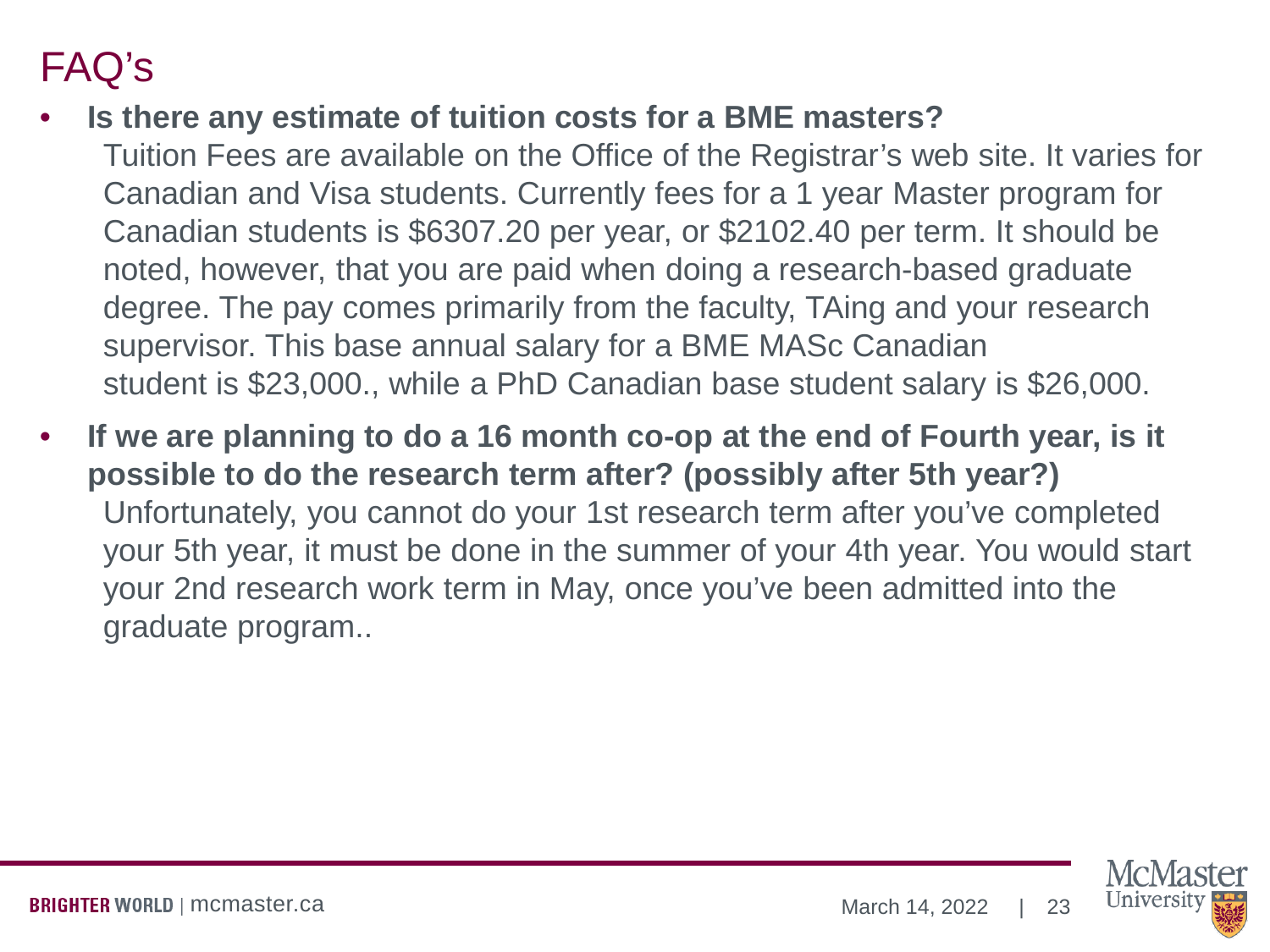# FAQ's

- **Is there any estimate of tuition costs for a BME masters?**
  Tuition Fees are available on the Office of the Registrar's web site. It varies for Canadian and Visa students. Currently fees for a 1 year Master program for Canadian students is $6307.20 per year, or $2102.40 per term. It should be noted, however, that you are paid when doing a research-based graduate degree. The pay comes primarily from the faculty, TAing and your research supervisor. This base annual salary for a BME MASc Canadian student is $23,000., while a PhD Canadian base student salary is $26,000.

- **If we are planning to do a 16 month co-op at the end of Fourth year, is it possible to do the research term after? (possibly after 5th year?)**
  Unfortunately, you cannot do your 1st research term after you've completed your 5th year, it must be done in the summer of your 4th year. You would start your 2nd research work term in May, once you've been admitted into the graduate program..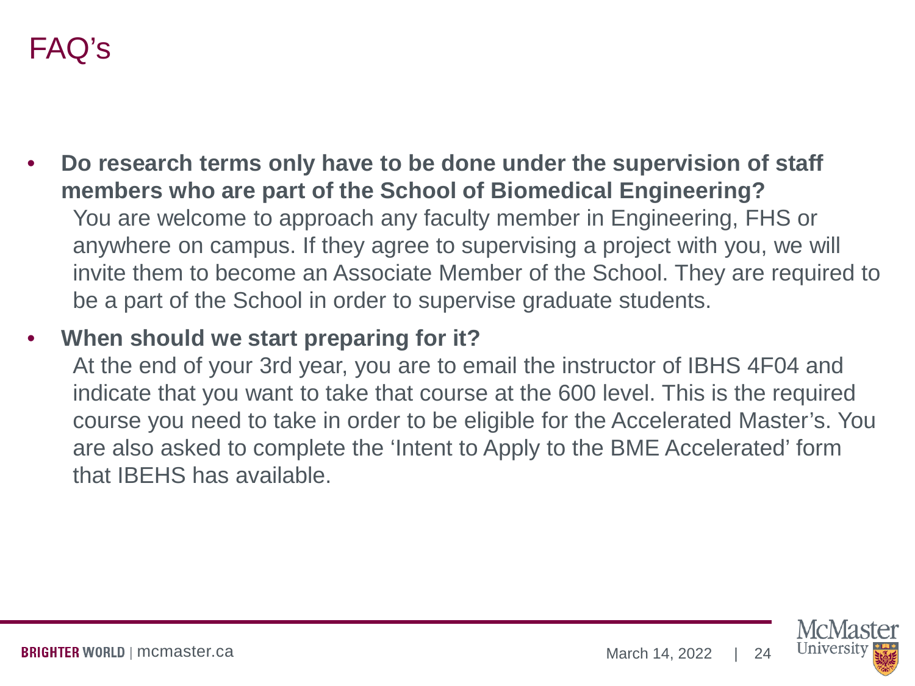# FAQ's

- **Do research terms only have to be done under the supervision of staff members who are part of the School of Biomedical Engineering?**
  You are welcome to approach any faculty member in Engineering, FHS or anywhere on campus. If they agree to supervising a project with you, we will invite them to become an Associate Member of the School. They are required to be a part of the School in order to supervise graduate students.
- **When should we start preparing for it?**
  At the end of your 3rd year, you are to email the instructor of IBHS 4F04 and indicate that you want to take that course at the 600 level. This is the required course you need to take in order to be eligible for the Accelerated Master's. You are also asked to complete the 'Intent to Apply to the BME Accelerated' form that IBEHS has available.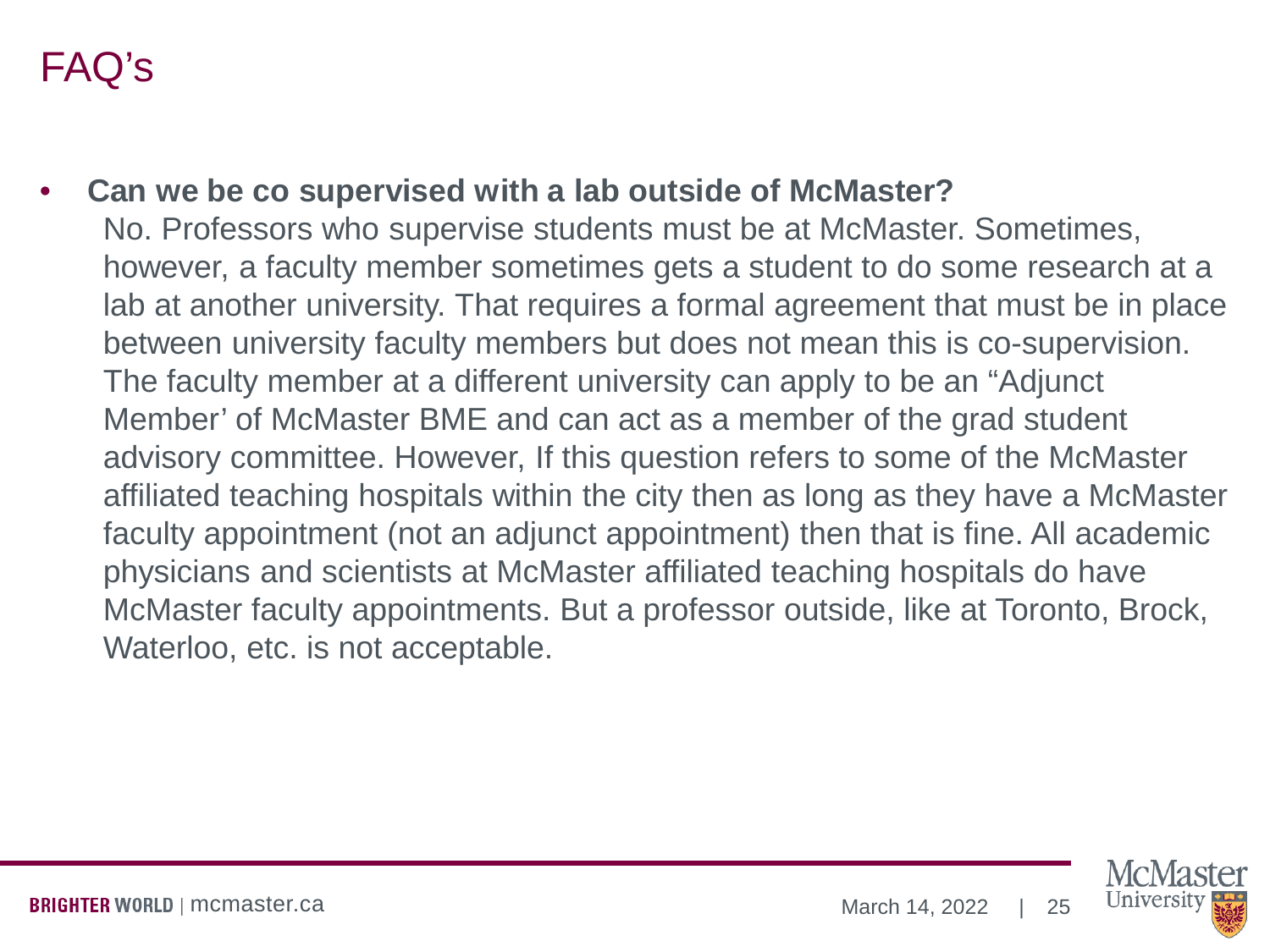# FAQ's

- **Can we be co supervised with a lab outside of McMaster?**

  No. Professors who supervise students must be at McMaster. Sometimes, however, a faculty member sometimes gets a student to do some research at a lab at another university. That requires a formal agreement that must be in place between university faculty members but does not mean this is co-supervision. The faculty member at a different university can apply to be an "Adjunct Member' of McMaster BME and can act as a member of the grad student advisory committee. However, If this question refers to some of the McMaster affiliated teaching hospitals within the city then as long as they have a McMaster faculty appointment (not an adjunct appointment) then that is fine. All academic physicians and scientists at McMaster affiliated teaching hospitals do have McMaster faculty appointments. But a professor outside, like at Toronto, Brock, Waterloo, etc. is not acceptable.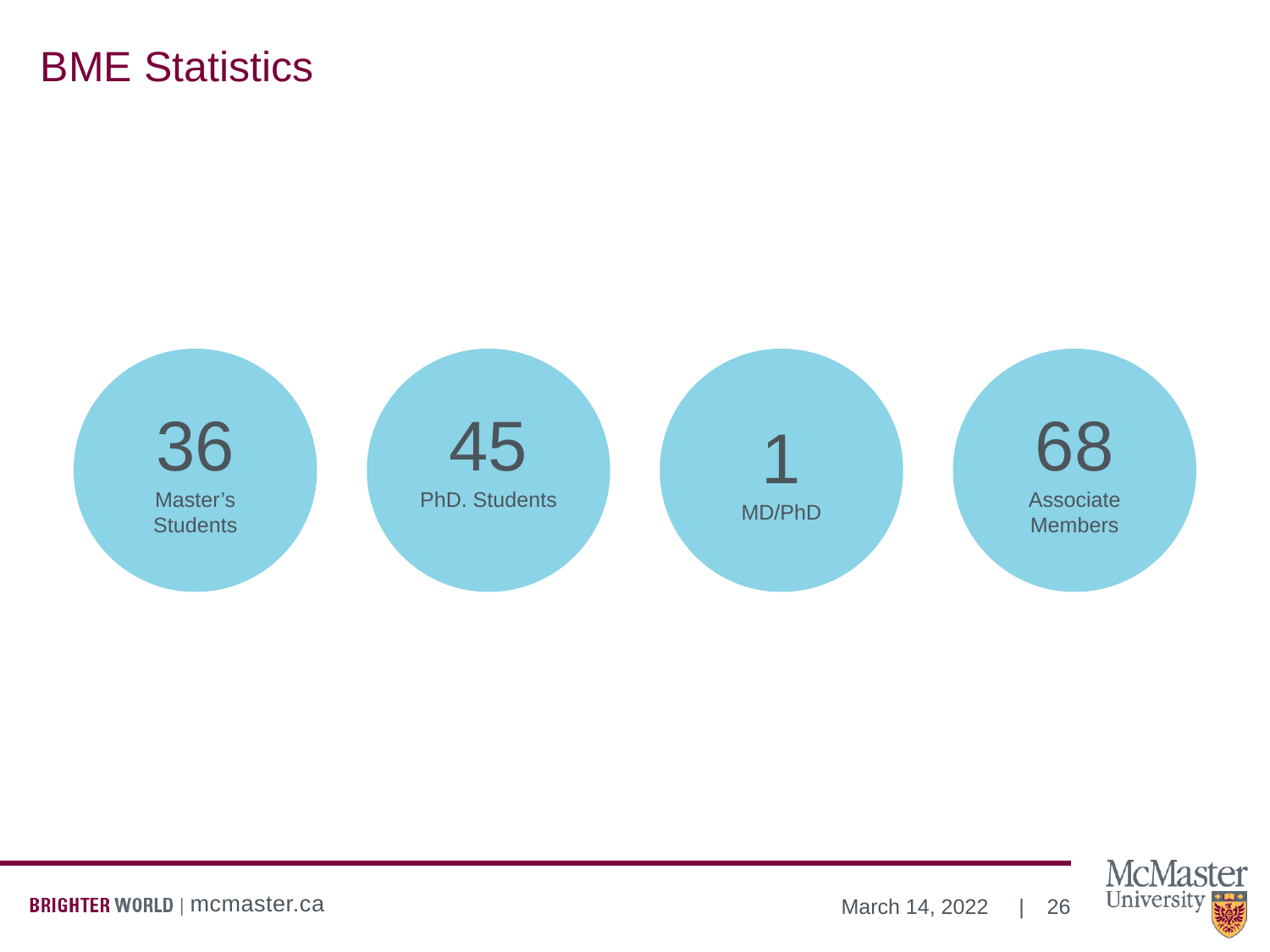# BME Statistics

36
Master's Students

45
PhD. Students

1
MD/PhD

68
Associate Members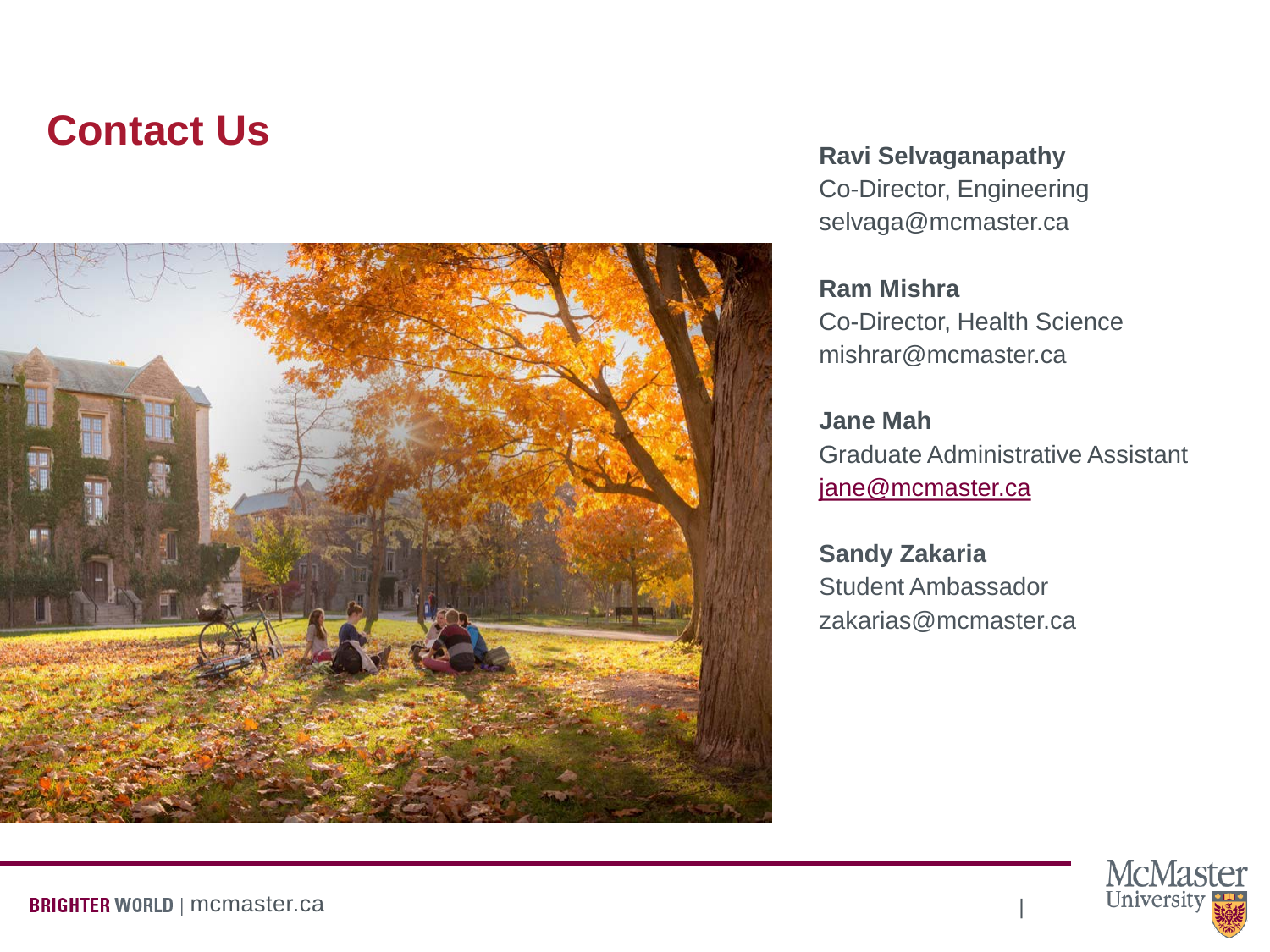# Contact Us

**Ravi Selvaganapathy**
Co-Director, Engineering
selvaga@mcmaster.ca

**Ram Mishra**
Co-Director, Health Science
mishrar@mcmaster.ca

**Jane Mah**
Graduate Administrative Assistant
jane@mcmaster.ca

**Sandy Zakaria**
Student Ambassador
zakarias@mcmaster.ca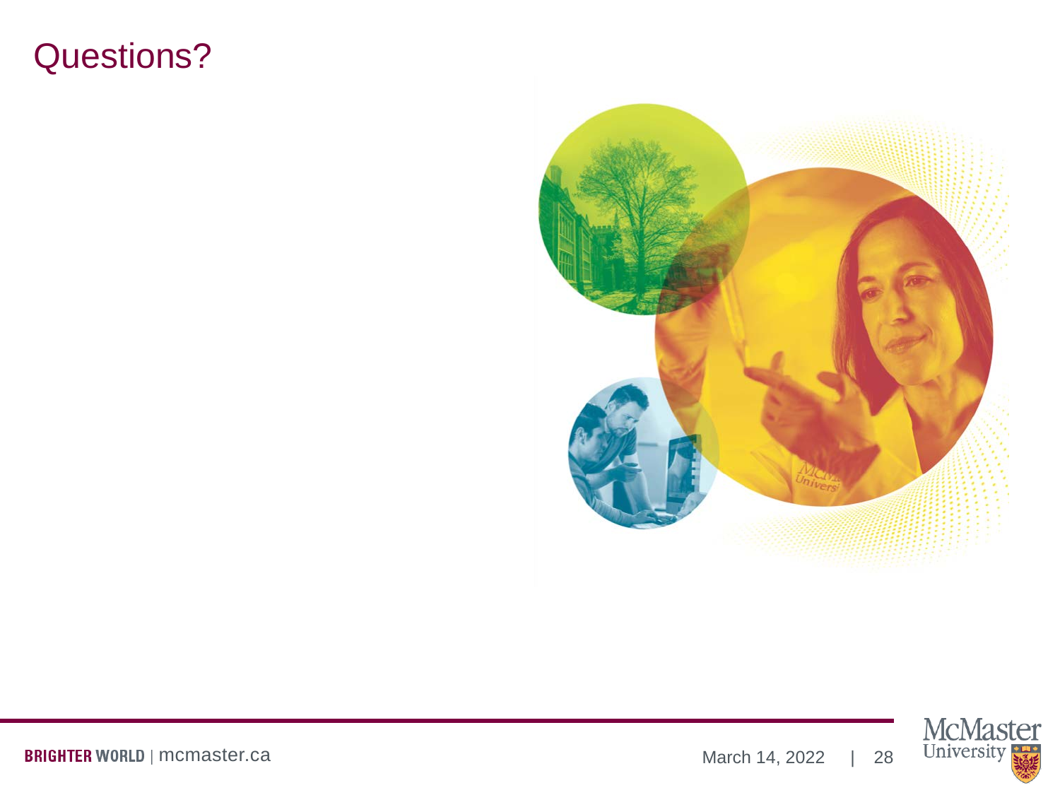# Questions?